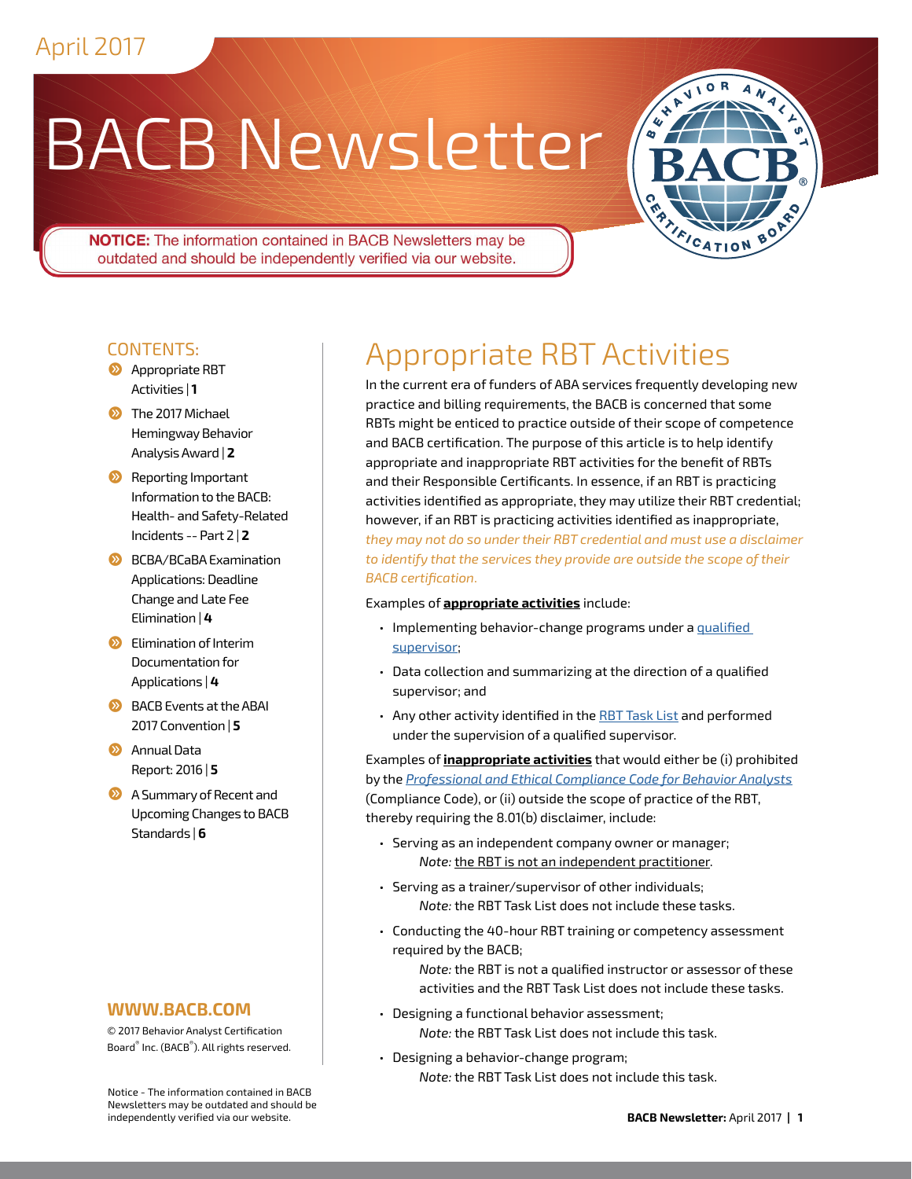April 2017

# BACB Newsletter

**NOTICE:** The information contained in BACB Newsletters may be outdated and should be independently verified via our website.

## CONTENTS:

- Appropriate RBT Activities | **1**
- The 2017 Michael Hemingway Behavior Analysis Award | **2**
- Reporting Important Information to the BACB: Health- and Safety-Related Incidents -- Part 2 | **2**
- BCBA/BCaBA Examination Applications: Deadline Change and Late Fee Elimination | **4**
- Elimination of Interim Documentation for Applications | **4**
- BACB Events at the ABAI 2017 Convention | **5**
- Annual Data Report: 2016 | **5**
- A Summary of Recent and Upcoming Changes to BACB Standards | **6**

**WWW.BACB.COM**

© 2017 Behavior Analyst Certification Board® Inc. (BACB®). All rights reserved.

Notice - The information contained in BACB Newsletters may be outdated and should be independently verified via our website.

# Appropriate RBT Activities

In the current era of funders of ABA services frequently developing new practice and billing requirements, the BACB is concerned that some RBTs might be enticed to practice outside of their scope of competence and BACB certification. The purpose of this article is to help identify appropriate and inappropriate RBT activities for the benefit of RBTs and their Responsible Certificants. In essence, if an RBT is practicing activities identified as appropriate, they may utilize their RBT credential; however, if an RBT is practicing activities identified as inappropriate, *they may not do so under their RBT credential and must use a disclaimer to identify that the services they provide are outside the scope of their BACB certification.*

Examples of **appropriate activities** include:

- Implementing behavior-change programs under a qualified supervisor;
- Data collection and summarizing at the direction of a qualified supervisor; and
- Any other activity identified in the RBT Task List and performed under the supervision of a qualified supervisor.

Examples of **inappropriate activities** that would either be (i) prohibited by the *Professional and Ethical Compliance Code for Behavior Analysts* (Compliance Code), or (ii) outside the scope of practice of the RBT, thereby requiring the 8.01(b) disclaimer, include:

- Serving as an independent company owner or manager;
  *Note:* the RBT is not an independent practitioner.
- Serving as a trainer/supervisor of other individuals;
  *Note:* the RBT Task List does not include these tasks.
- Conducting the 40-hour RBT training or competency assessment required by the BACB;
  *Note:* the RBT is not a qualified instructor or assessor of these activities and the RBT Task List does not include these tasks.
- Designing a functional behavior assessment;
  *Note:* the RBT Task List does not include this task.
- Designing a behavior-change program;
  *Note:* the RBT Task List does not include this task.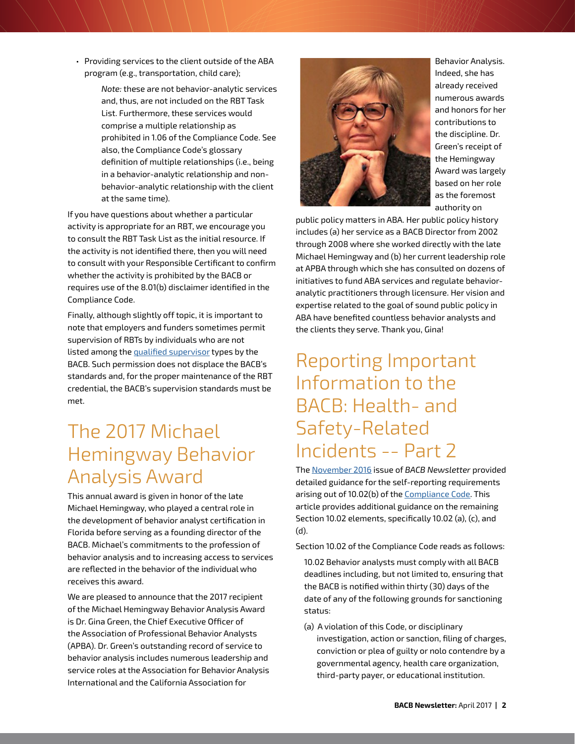- Providing services to the client outside of the ABA program (e.g., transportation, child care);

  *Note:* these are not behavior-analytic services and, thus, are not included on the RBT Task List. Furthermore, these services would comprise a multiple relationship as prohibited in 1.06 of the Compliance Code. See also, the Compliance Code's glossary definition of multiple relationships (i.e., being in a behavior-analytic relationship and non-behavior-analytic relationship with the client at the same time).

If you have questions about whether a particular activity is appropriate for an RBT, we encourage you to consult the RBT Task List as the initial resource. If the activity is not identified there, then you will need to consult with your Responsible Certificant to confirm whether the activity is prohibited by the BACB or requires use of the 8.01(b) disclaimer identified in the Compliance Code.

Finally, although slightly off topic, it is important to note that employers and funders sometimes permit supervision of RBTs by individuals who are not listed among the qualified supervisor types by the BACB. Such permission does not displace the BACB's standards and, for the proper maintenance of the RBT credential, the BACB's supervision standards must be met.

## The 2017 Michael Hemingway Behavior Analysis Award

This annual award is given in honor of the late Michael Hemingway, who played a central role in the development of behavior analyst certification in Florida before serving as a founding director of the BACB. Michael's commitments to the profession of behavior analysis and to increasing access to services are reflected in the behavior of the individual who receives this award.

We are pleased to announce that the 2017 recipient of the Michael Hemingway Behavior Analysis Award is Dr. Gina Green, the Chief Executive Officer of the Association of Professional Behavior Analysts (APBA). Dr. Green's outstanding record of service to behavior analysis includes numerous leadership and service roles at the Association for Behavior Analysis International and the California Association for Behavior Analysis. Indeed, she has already received numerous awards and honors for her contributions to the discipline. Dr. Green's receipt of the Hemingway Award was largely based on her role as the foremost authority on public policy matters in ABA. Her public policy history includes (a) her service as a BACB Director from 2002 through 2008 where she worked directly with the late Michael Hemingway and (b) her current leadership role at APBA through which she has consulted on dozens of initiatives to fund ABA services and regulate behavior-analytic practitioners through licensure. Her vision and expertise related to the goal of sound public policy in ABA have benefited countless behavior analysts and the clients they serve. Thank you, Gina!

## Reporting Important Information to the BACB: Health- and Safety-Related Incidents -- Part 2

The November 2016 issue of *BACB Newsletter* provided detailed guidance for the self-reporting requirements arising out of 10.02(b) of the Compliance Code. This article provides additional guidance on the remaining Section 10.02 elements, specifically 10.02 (a), (c), and (d).

Section 10.02 of the Compliance Code reads as follows:

> 10.02 Behavior analysts must comply with all BACB deadlines including, but not limited to, ensuring that the BACB is notified within thirty (30) days of the date of any of the following grounds for sanctioning status:
>
> (a) A violation of this Code, or disciplinary investigation, action or sanction, filing of charges, conviction or plea of guilty or nolo contendre by a governmental agency, health care organization, third-party payer, or educational institution.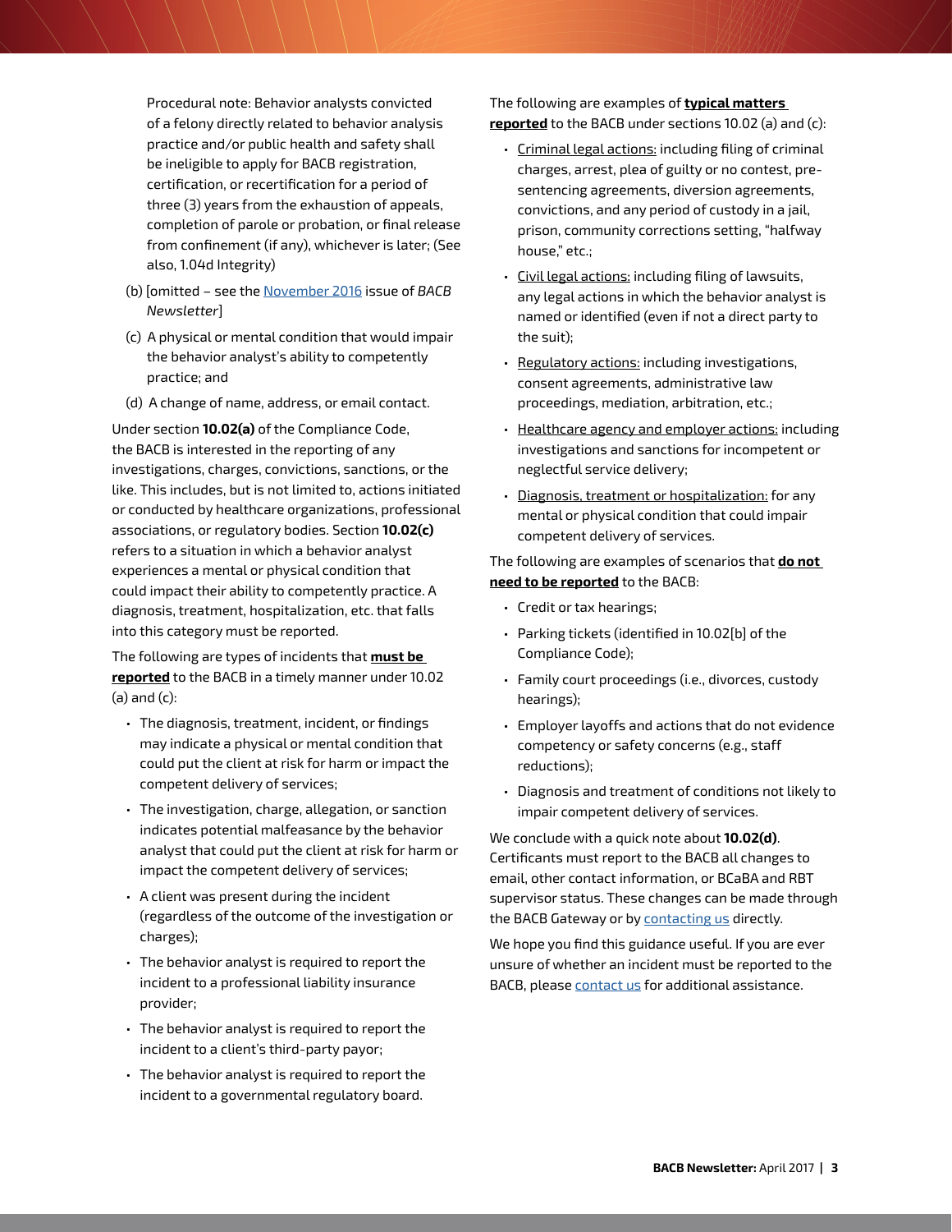Procedural note: Behavior analysts convicted of a felony directly related to behavior analysis practice and/or public health and safety shall be ineligible to apply for BACB registration, certification, or recertification for a period of three (3) years from the exhaustion of appeals, completion of parole or probation, or final release from confinement (if any), whichever is later; (See also, 1.04d Integrity)

(b) [omitted – see the November 2016 issue of *BACB Newsletter*]

(c) A physical or mental condition that would impair the behavior analyst's ability to competently practice; and

(d) A change of name, address, or email contact.

Under section **10.02(a)** of the Compliance Code, the BACB is interested in the reporting of any investigations, charges, convictions, sanctions, or the like. This includes, but is not limited to, actions initiated or conducted by healthcare organizations, professional associations, or regulatory bodies. Section **10.02(c)** refers to a situation in which a behavior analyst experiences a mental or physical condition that could impact their ability to competently practice. A diagnosis, treatment, hospitalization, etc. that falls into this category must be reported.

The following are types of incidents that **must be reported** to the BACB in a timely manner under 10.02 (a) and (c):

- The diagnosis, treatment, incident, or findings may indicate a physical or mental condition that could put the client at risk for harm or impact the competent delivery of services;
- The investigation, charge, allegation, or sanction indicates potential malfeasance by the behavior analyst that could put the client at risk for harm or impact the competent delivery of services;
- A client was present during the incident (regardless of the outcome of the investigation or charges);
- The behavior analyst is required to report the incident to a professional liability insurance provider;
- The behavior analyst is required to report the incident to a client's third-party payor;
- The behavior analyst is required to report the incident to a governmental regulatory board.

The following are examples of **typical matters reported** to the BACB under sections 10.02 (a) and (c):

- Criminal legal actions: including filing of criminal charges, arrest, plea of guilty or no contest, pre-sentencing agreements, diversion agreements, convictions, and any period of custody in a jail, prison, community corrections setting, "halfway house," etc.;
- Civil legal actions: including filing of lawsuits, any legal actions in which the behavior analyst is named or identified (even if not a direct party to the suit);
- Regulatory actions: including investigations, consent agreements, administrative law proceedings, mediation, arbitration, etc.;
- Healthcare agency and employer actions: including investigations and sanctions for incompetent or neglectful service delivery;
- Diagnosis, treatment or hospitalization: for any mental or physical condition that could impair competent delivery of services.

The following are examples of scenarios that **do not need to be reported** to the BACB:

- Credit or tax hearings;
- Parking tickets (identified in 10.02[b] of the Compliance Code);
- Family court proceedings (i.e., divorces, custody hearings);
- Employer layoffs and actions that do not evidence competency or safety concerns (e.g., staff reductions);
- Diagnosis and treatment of conditions not likely to impair competent delivery of services.

We conclude with a quick note about **10.02(d)**. Certificants must report to the BACB all changes to email, other contact information, or BCaBA and RBT supervisor status. These changes can be made through the BACB Gateway or by contacting us directly.

We hope you find this guidance useful. If you are ever unsure of whether an incident must be reported to the BACB, please contact us for additional assistance.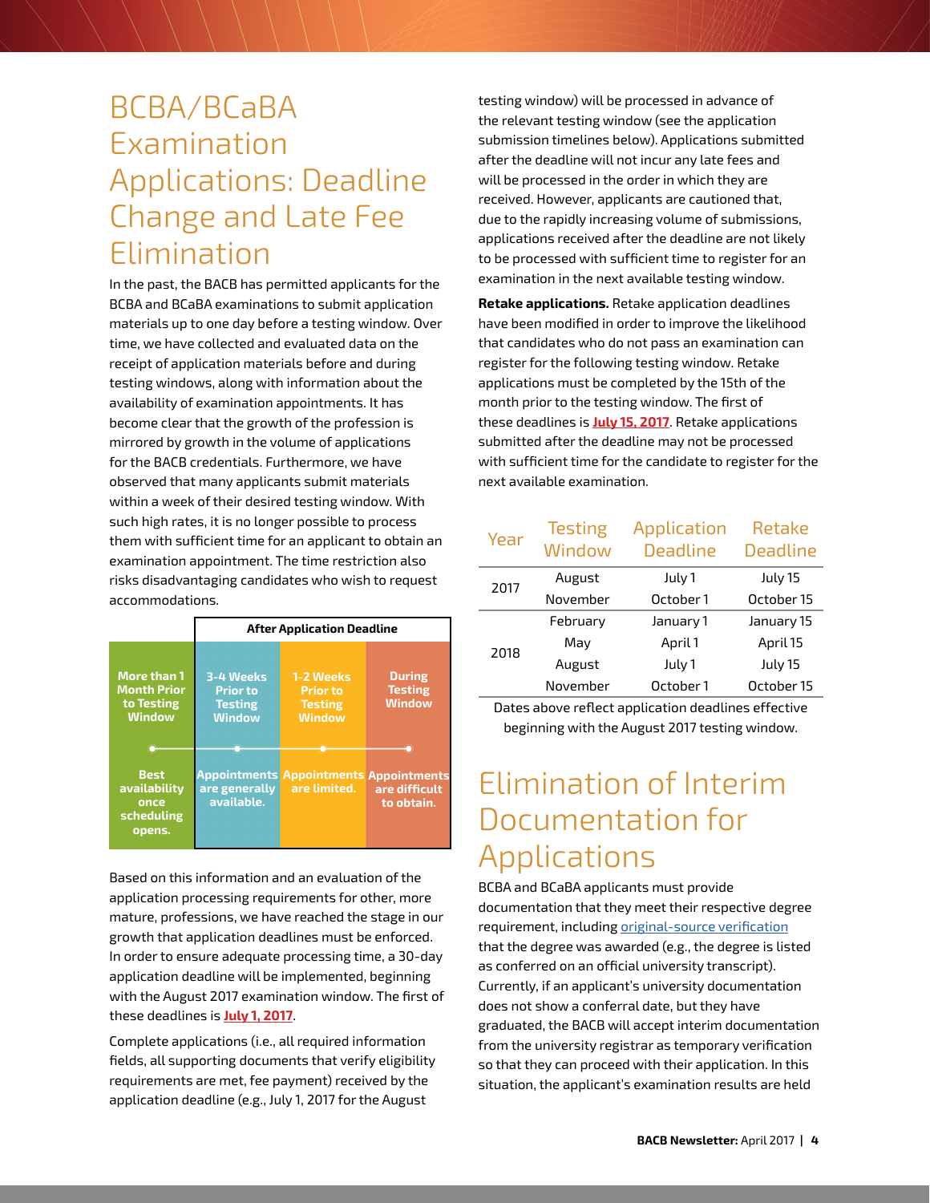# BCBA/BCaBA Examination Applications: Deadline Change and Late Fee Elimination

In the past, the BACB has permitted applicants for the BCBA and BCaBA examinations to submit application materials up to one day before a testing window. Over time, we have collected and evaluated data on the receipt of application materials before and during testing windows, along with information about the availability of examination appointments. It has become clear that the growth of the profession is mirrored by growth in the volume of applications for the BACB credentials. Furthermore, we have observed that many applicants submit materials within a week of their desired testing window. With such high rates, it is no longer possible to process them with sufficient time for an applicant to obtain an examination appointment. The time restriction also risks disadvantaging candidates who wish to request accommodations.

| | After Application Deadline | | |
|---|---|---|---|
| More than 1 Month Prior to Testing Window | 3-4 Weeks Prior to Testing Window | 1-2 Weeks Prior to Testing Window | During Testing Window |
| Best availability once scheduling opens. | Appointments are generally available. | Appointments are limited. | Appointments are difficult to obtain. |

Based on this information and an evaluation of the application processing requirements for other, more mature, professions, we have reached the stage in our growth that application deadlines must be enforced. In order to ensure adequate processing time, a 30-day application deadline will be implemented, beginning with the August 2017 examination window. The first of these deadlines is **July 1, 2017**.

Complete applications (i.e., all required information fields, all supporting documents that verify eligibility requirements are met, fee payment) received by the application deadline (e.g., July 1, 2017 for the August testing window) will be processed in advance of the relevant testing window (see the application submission timelines below). Applications submitted after the deadline will not incur any late fees and will be processed in the order in which they are received. However, applicants are cautioned that, due to the rapidly increasing volume of submissions, applications received after the deadline are not likely to be processed with sufficient time to register for an examination in the next available testing window.

**Retake applications.** Retake application deadlines have been modified in order to improve the likelihood that candidates who do not pass an examination can register for the following testing window. Retake applications must be completed by the 15th of the month prior to the testing window. The first of these deadlines is **July 15, 2017**. Retake applications submitted after the deadline may not be processed with sufficient time for the candidate to register for the next available examination.

| Year | Testing Window | Application Deadline | Retake Deadline |
|---|---|---|---|
| 2017 | August | July 1 | July 15 |
| | November | October 1 | October 15 |
| 2018 | February | January 1 | January 15 |
| | May | April 1 | April 15 |
| | August | July 1 | July 15 |
| | November | October 1 | October 15 |

Dates above reflect application deadlines effective beginning with the August 2017 testing window.

# Elimination of Interim Documentation for Applications

BCBA and BCaBA applicants must provide documentation that they meet their respective degree requirement, including original-source verification that the degree was awarded (e.g., the degree is listed as conferred on an official university transcript). Currently, if an applicant's university documentation does not show a conferral date, but they have graduated, the BACB will accept interim documentation from the university registrar as temporary verification so that they can proceed with their application. In this situation, the applicant's examination results are held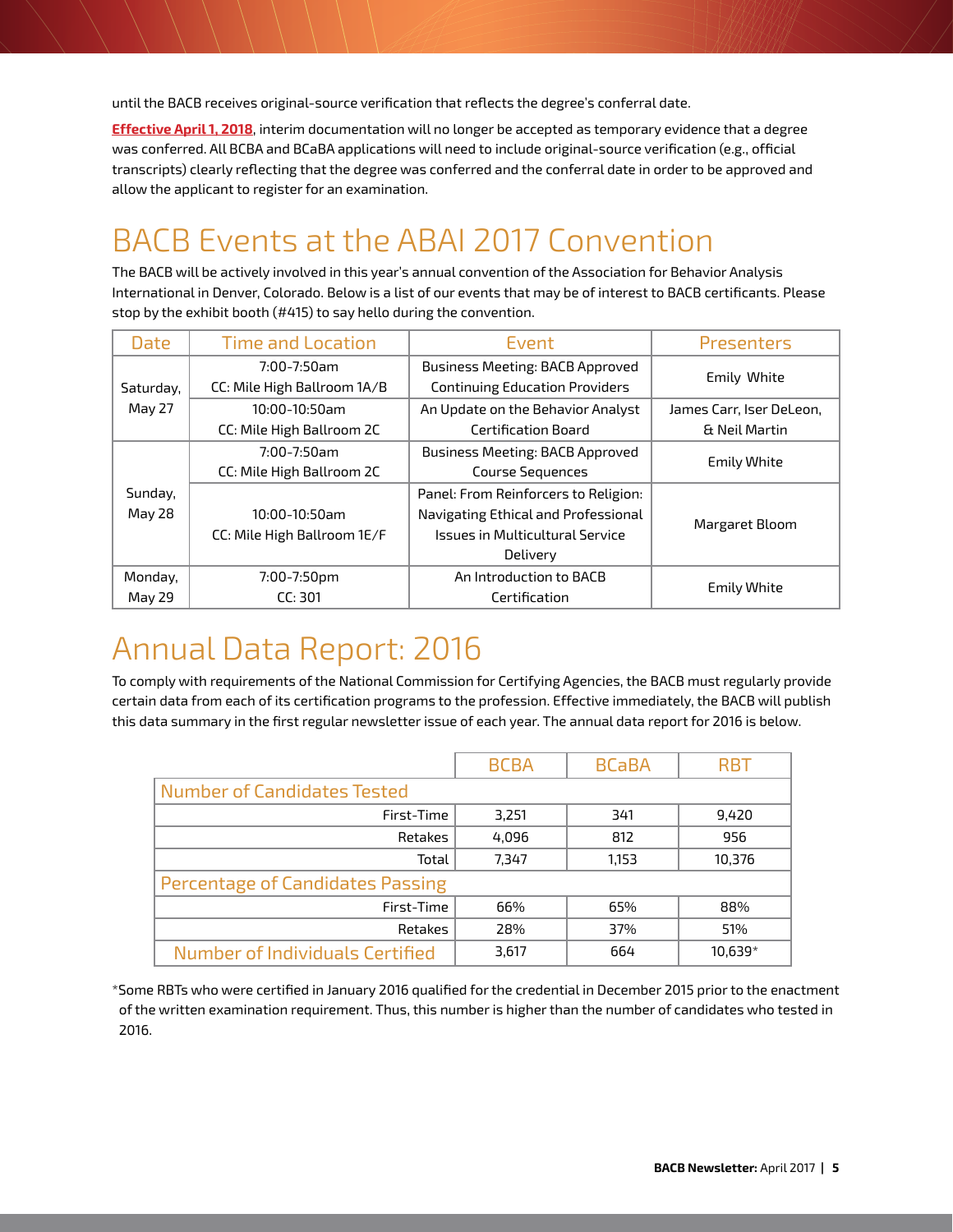until the BACB receives original-source verification that reflects the degree's conferral date.

**Effective April 1, 2018**, interim documentation will no longer be accepted as temporary evidence that a degree was conferred. All BCBA and BCaBA applications will need to include original-source verification (e.g., official transcripts) clearly reflecting that the degree was conferred and the conferral date in order to be approved and allow the applicant to register for an examination.

# BACB Events at the ABAI 2017 Convention

The BACB will be actively involved in this year's annual convention of the Association for Behavior Analysis International in Denver, Colorado. Below is a list of our events that may be of interest to BACB certificants. Please stop by the exhibit booth (#415) to say hello during the convention.

| Date | Time and Location | Event | Presenters |
|---|---|---|---|
| Saturday, May 27 | 7:00-7:50am CC: Mile High Ballroom 1A/B | Business Meeting: BACB Approved Continuing Education Providers | Emily White |
| | 10:00-10:50am CC: Mile High Ballroom 2C | An Update on the Behavior Analyst Certification Board | James Carr, Iser DeLeon, & Neil Martin |
| Sunday, May 28 | 7:00-7:50am CC: Mile High Ballroom 2C | Business Meeting: BACB Approved Course Sequences | Emily White |
| | 10:00-10:50am CC: Mile High Ballroom 1E/F | Panel: From Reinforcers to Religion: Navigating Ethical and Professional Issues in Multicultural Service Delivery | Margaret Bloom |
| Monday, May 29 | 7:00-7:50pm CC: 301 | An Introduction to BACB Certification | Emily White |

# Annual Data Report: 2016

To comply with requirements of the National Commission for Certifying Agencies, the BACB must regularly provide certain data from each of its certification programs to the profession. Effective immediately, the BACB will publish this data summary in the first regular newsletter issue of each year. The annual data report for 2016 is below.

| | BCBA | BCaBA | RBT |
|---|---|---|---|
| **Number of Candidates Tested** | | | |
| First-Time | 3,251 | 341 | 9,420 |
| Retakes | 4,096 | 812 | 956 |
| Total | 7,347 | 1,153 | 10,376 |
| **Percentage of Candidates Passing** | | | |
| First-Time | 66% | 65% | 88% |
| Retakes | 28% | 37% | 51% |
| **Number of Individuals Certified** | 3,617 | 664 | 10,639* |

*Some RBTs who were certified in January 2016 qualified for the credential in December 2015 prior to the enactment of the written examination requirement. Thus, this number is higher than the number of candidates who tested in 2016.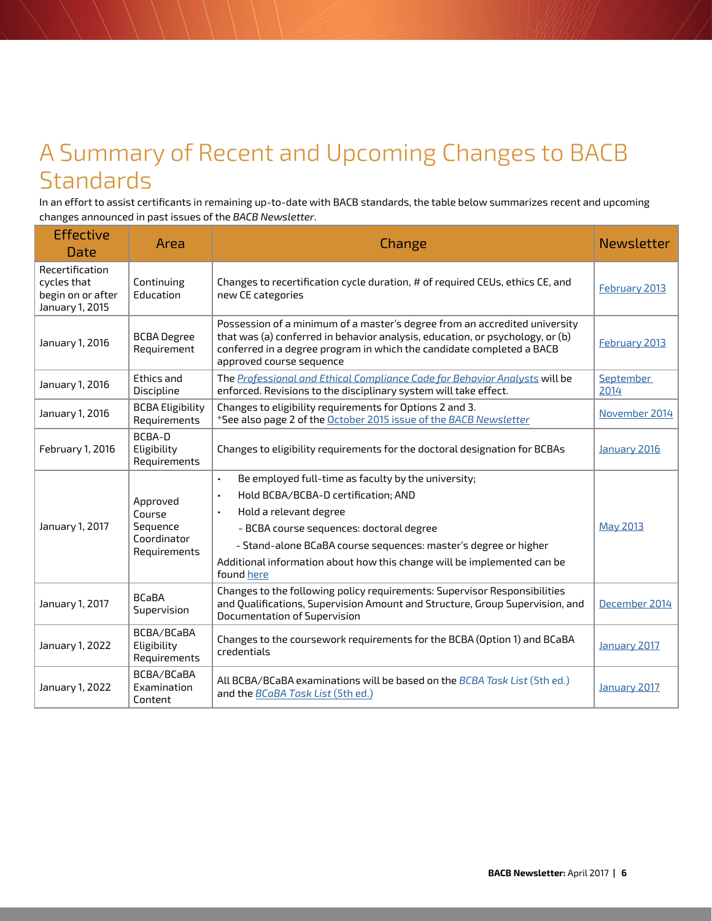# A Summary of Recent and Upcoming Changes to BACB Standards

In an effort to assist certificants in remaining up-to-date with BACB standards, the table below summarizes recent and upcoming changes announced in past issues of the *BACB Newsletter*.

| Effective Date | Area | Change | Newsletter |
|---|---|---|---|
| Recertification cycles that begin on or after January 1, 2015 | Continuing Education | Changes to recertification cycle duration, # of required CEUs, ethics CE, and new CE categories | February 2013 |
| January 1, 2016 | BCBA Degree Requirement | Possession of a minimum of a master's degree from an accredited university that was (a) conferred in behavior analysis, education, or psychology, or (b) conferred in a degree program in which the candidate completed a BACB approved course sequence | February 2013 |
| January 1, 2016 | Ethics and Discipline | The *Professional and Ethical Compliance Code for Behavior Analysts* will be enforced. Revisions to the disciplinary system will take effect. | September 2014 |
| January 1, 2016 | BCBA Eligibility Requirements | Changes to eligibility requirements for Options 2 and 3.<br>*See also page 2 of the October 2015 issue of the *BACB Newsletter* | November 2014 |
| February 1, 2016 | BCBA-D Eligibility Requirements | Changes to eligibility requirements for the doctoral designation for BCBAs | January 2016 |
| January 1, 2017 | Approved Course Sequence Coordinator Requirements | • Be employed full-time as faculty by the university;<br>• Hold BCBA/BCBA-D certification; AND<br>• Hold a relevant degree<br>- BCBA course sequences: doctoral degree<br>- Stand-alone BCaBA course sequences: master's degree or higher<br>Additional information about how this change will be implemented can be found here | May 2013 |
| January 1, 2017 | BCaBA Supervision | Changes to the following policy requirements: Supervisor Responsibilities and Qualifications, Supervision Amount and Structure, Group Supervision, and Documentation of Supervision | December 2014 |
| January 1, 2022 | BCBA/BCaBA Eligibility Requirements | Changes to the coursework requirements for the BCBA (Option 1) and BCaBA credentials | January 2017 |
| January 1, 2022 | BCBA/BCaBA Examination Content | All BCBA/BCaBA examinations will be based on the *BCBA Task List* (5th ed.) and the *BCaBA Task List* (5th ed.) | January 2017 |